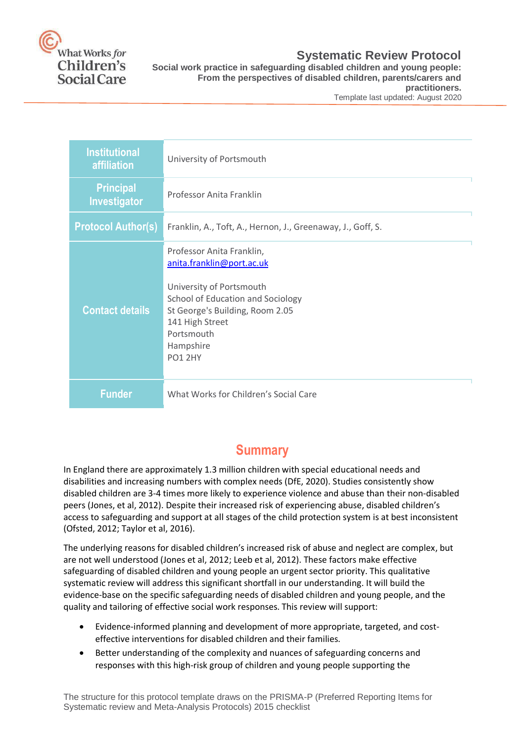What Works *for* Children's Social Care

# Systematic Review Protocol

**Social work practice in safeguarding disabled children and young people: From the perspectives of disabled children, parents/carers and practitioners.**

Template last updated: August 2020

| | |
|---|---|
| **Institutional affiliation** | University of Portsmouth |
| **Principal Investigator** | Professor Anita Franklin |
| **Protocol Author(s)** | Franklin, A., Toft, A., Hernon, J., Greenaway, J., Goff, S. |
| **Contact details** | Professor Anita Franklin, anita.franklin@port.ac.uk<br><br>University of Portsmouth<br>School of Education and Sociology<br>St George's Building, Room 2.05<br>141 High Street<br>Portsmouth<br>Hampshire<br>PO1 2HY |
| **Funder** | What Works for Children's Social Care |

## Summary

In England there are approximately 1.3 million children with special educational needs and disabilities and increasing numbers with complex needs (DfE, 2020). Studies consistently show disabled children are 3-4 times more likely to experience violence and abuse than their non-disabled peers (Jones, et al, 2012). Despite their increased risk of experiencing abuse, disabled children's access to safeguarding and support at all stages of the child protection system is at best inconsistent (Ofsted, 2012; Taylor et al, 2016).

The underlying reasons for disabled children's increased risk of abuse and neglect are complex, but are not well understood (Jones et al, 2012; Leeb et al, 2012). These factors make effective safeguarding of disabled children and young people an urgent sector priority. This qualitative systematic review will address this significant shortfall in our understanding. It will build the evidence-base on the specific safeguarding needs of disabled children and young people, and the quality and tailoring of effective social work responses. This review will support:

- Evidence-informed planning and development of more appropriate, targeted, and cost-effective interventions for disabled children and their families.
- Better understanding of the complexity and nuances of safeguarding concerns and responses with this high-risk group of children and young people supporting the

The structure for this protocol template draws on the PRISMA-P (Preferred Reporting Items for Systematic review and Meta-Analysis Protocols) 2015 checklist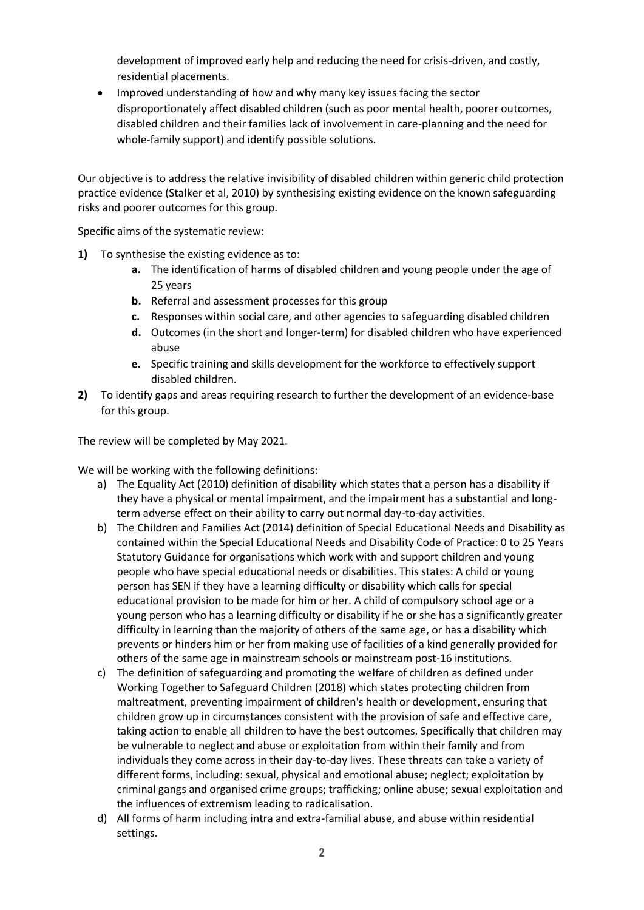development of improved early help and reducing the need for crisis-driven, and costly, residential placements.

- Improved understanding of how and why many key issues facing the sector disproportionately affect disabled children (such as poor mental health, poorer outcomes, disabled children and their families lack of involvement in care-planning and the need for whole-family support) and identify possible solutions.

Our objective is to address the relative invisibility of disabled children within generic child protection practice evidence (Stalker et al, 2010) by synthesising existing evidence on the known safeguarding risks and poorer outcomes for this group.

Specific aims of the systematic review:

**1)** To synthesise the existing evidence as to:
   - **a.** The identification of harms of disabled children and young people under the age of 25 years
   - **b.** Referral and assessment processes for this group
   - **c.** Responses within social care, and other agencies to safeguarding disabled children
   - **d.** Outcomes (in the short and longer-term) for disabled children who have experienced abuse
   - **e.** Specific training and skills development for the workforce to effectively support disabled children.

**2)** To identify gaps and areas requiring research to further the development of an evidence-base for this group.

The review will be completed by May 2021.

We will be working with the following definitions:

a) The Equality Act (2010) definition of disability which states that a person has a disability if they have a physical or mental impairment, and the impairment has a substantial and long-term adverse effect on their ability to carry out normal day-to-day activities.

b) The Children and Families Act (2014) definition of Special Educational Needs and Disability as contained within the Special Educational Needs and Disability Code of Practice: 0 to 25 Years Statutory Guidance for organisations which work with and support children and young people who have special educational needs or disabilities. This states: A child or young person has SEN if they have a learning difficulty or disability which calls for special educational provision to be made for him or her. A child of compulsory school age or a young person who has a learning difficulty or disability if he or she has a significantly greater difficulty in learning than the majority of others of the same age, or has a disability which prevents or hinders him or her from making use of facilities of a kind generally provided for others of the same age in mainstream schools or mainstream post-16 institutions.

c) The definition of safeguarding and promoting the welfare of children as defined under Working Together to Safeguard Children (2018) which states protecting children from maltreatment, preventing impairment of children's health or development, ensuring that children grow up in circumstances consistent with the provision of safe and effective care, taking action to enable all children to have the best outcomes. Specifically that children may be vulnerable to neglect and abuse or exploitation from within their family and from individuals they come across in their day-to-day lives. These threats can take a variety of different forms, including: sexual, physical and emotional abuse; neglect; exploitation by criminal gangs and organised crime groups; trafficking; online abuse; sexual exploitation and the influences of extremism leading to radicalisation.

d) All forms of harm including intra and extra-familial abuse, and abuse within residential settings.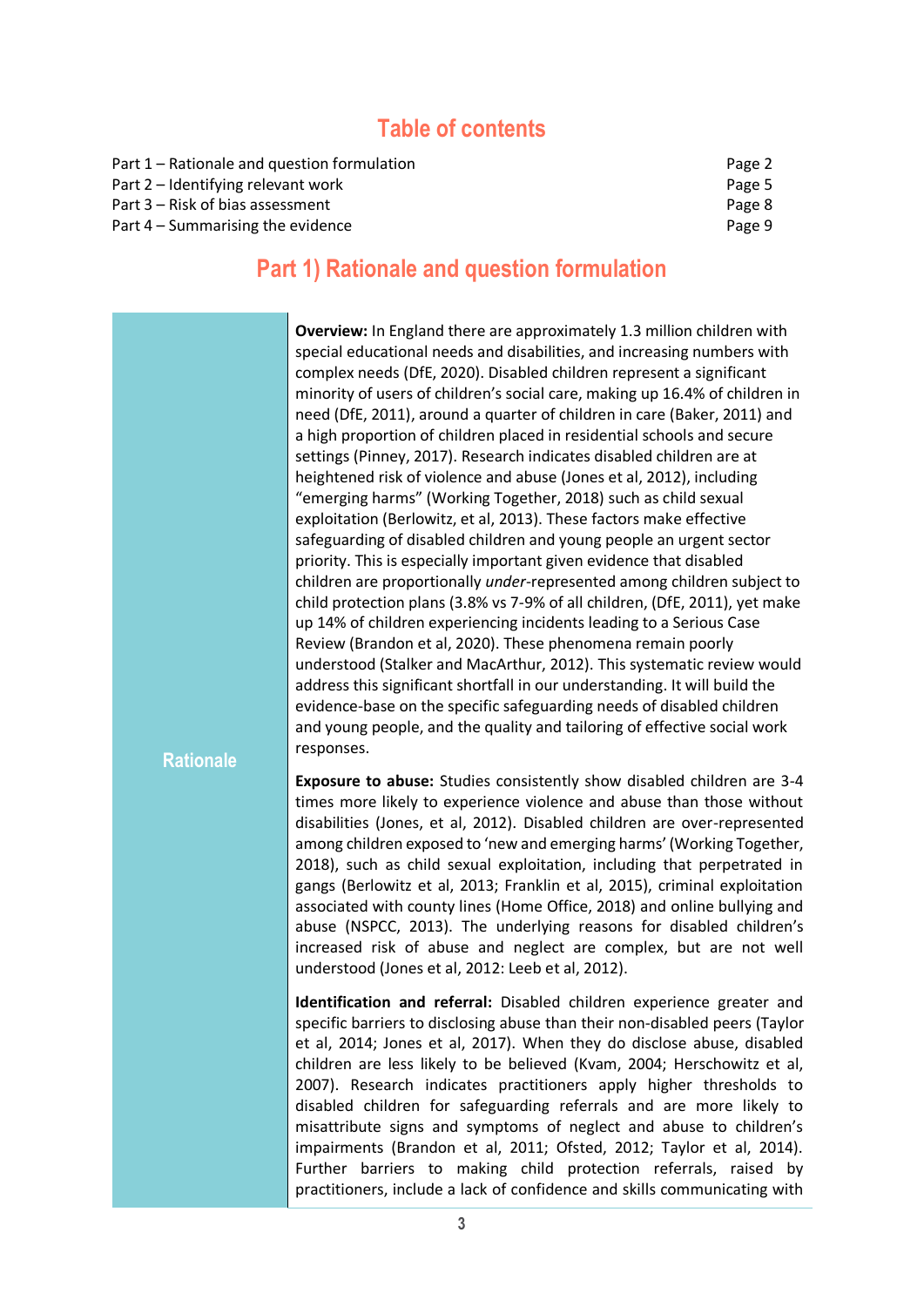## Table of contents

Part 1 – Rationale and question formulation — Page 2
Part 2 – Identifying relevant work — Page 5
Part 3 – Risk of bias assessment — Page 8
Part 4 – Summarising the evidence — Page 9

## Part 1) Rationale and question formulation

| | |
|---|---|
| **Rationale** | **Overview:** In England there are approximately 1.3 million children with special educational needs and disabilities, and increasing numbers with complex needs (DfE, 2020). Disabled children represent a significant minority of users of children's social care, making up 16.4% of children in need (DfE, 2011), around a quarter of children in care (Baker, 2011) and a high proportion of children placed in residential schools and secure settings (Pinney, 2017). Research indicates disabled children are at heightened risk of violence and abuse (Jones et al, 2012), including "emerging harms" (Working Together, 2018) such as child sexual exploitation (Berlowitz, et al, 2013). These factors make effective safeguarding of disabled children and young people an urgent sector priority. This is especially important given evidence that disabled children are proportionally *under*-represented among children subject to child protection plans (3.8% vs 7-9% of all children, (DfE, 2011), yet make up 14% of children experiencing incidents leading to a Serious Case Review (Brandon et al, 2020). These phenomena remain poorly understood (Stalker and MacArthur, 2012). This systematic review would address this significant shortfall in our understanding. It will build the evidence-base on the specific safeguarding needs of disabled children and young people, and the quality and tailoring of effective social work responses.<br><br>**Exposure to abuse:** Studies consistently show disabled children are 3-4 times more likely to experience violence and abuse than those without disabilities (Jones, et al, 2012). Disabled children are over-represented among children exposed to 'new and emerging harms' (Working Together, 2018), such as child sexual exploitation, including that perpetrated in gangs (Berlowitz et al, 2013; Franklin et al, 2015), criminal exploitation associated with county lines (Home Office, 2018) and online bullying and abuse (NSPCC, 2013). The underlying reasons for disabled children's increased risk of abuse and neglect are complex, but are not well understood (Jones et al, 2012: Leeb et al, 2012).<br><br>**Identification and referral:** Disabled children experience greater and specific barriers to disclosing abuse than their non-disabled peers (Taylor et al, 2014; Jones et al, 2017). When they do disclose abuse, disabled children are less likely to be believed (Kvam, 2004; Herschowitz et al, 2007). Research indicates practitioners apply higher thresholds to disabled children for safeguarding referrals and are more likely to misattribute signs and symptoms of neglect and abuse to children's impairments (Brandon et al, 2011; Ofsted, 2012; Taylor et al, 2014). Further barriers to making child protection referrals, raised by practitioners, include a lack of confidence and skills communicating with |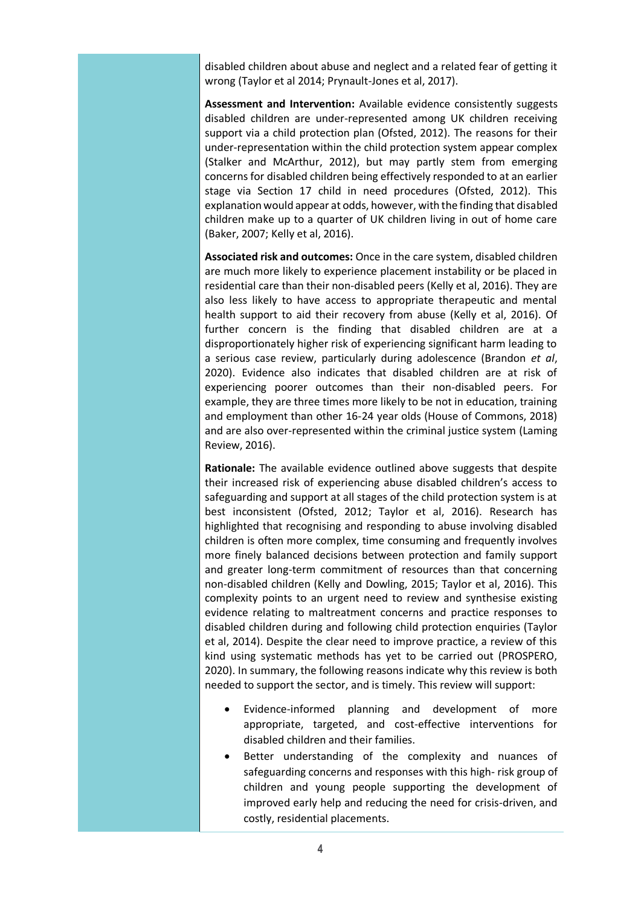disabled children about abuse and neglect and a related fear of getting it wrong (Taylor et al 2014; Prynault-Jones et al, 2017).

**Assessment and Intervention:** Available evidence consistently suggests disabled children are under-represented among UK children receiving support via a child protection plan (Ofsted, 2012). The reasons for their under-representation within the child protection system appear complex (Stalker and McArthur, 2012), but may partly stem from emerging concerns for disabled children being effectively responded to at an earlier stage via Section 17 child in need procedures (Ofsted, 2012). This explanation would appear at odds, however, with the finding that disabled children make up to a quarter of UK children living in out of home care (Baker, 2007; Kelly et al, 2016).

**Associated risk and outcomes:** Once in the care system, disabled children are much more likely to experience placement instability or be placed in residential care than their non-disabled peers (Kelly et al, 2016). They are also less likely to have access to appropriate therapeutic and mental health support to aid their recovery from abuse (Kelly et al, 2016). Of further concern is the finding that disabled children are at a disproportionately higher risk of experiencing significant harm leading to a serious case review, particularly during adolescence (Brandon *et al*, 2020). Evidence also indicates that disabled children are at risk of experiencing poorer outcomes than their non-disabled peers. For example, they are three times more likely to be not in education, training and employment than other 16-24 year olds (House of Commons, 2018) and are also over-represented within the criminal justice system (Laming Review, 2016).

**Rationale:** The available evidence outlined above suggests that despite their increased risk of experiencing abuse disabled children's access to safeguarding and support at all stages of the child protection system is at best inconsistent (Ofsted, 2012; Taylor et al, 2016). Research has highlighted that recognising and responding to abuse involving disabled children is often more complex, time consuming and frequently involves more finely balanced decisions between protection and family support and greater long-term commitment of resources than that concerning non-disabled children (Kelly and Dowling, 2015; Taylor et al, 2016). This complexity points to an urgent need to review and synthesise existing evidence relating to maltreatment concerns and practice responses to disabled children during and following child protection enquiries (Taylor et al, 2014). Despite the clear need to improve practice, a review of this kind using systematic methods has yet to be carried out (PROSPERO, 2020). In summary, the following reasons indicate why this review is both needed to support the sector, and is timely. This review will support:

- Evidence-informed planning and development of more appropriate, targeted, and cost-effective interventions for disabled children and their families.
- Better understanding of the complexity and nuances of safeguarding concerns and responses with this high- risk group of children and young people supporting the development of improved early help and reducing the need for crisis-driven, and costly, residential placements.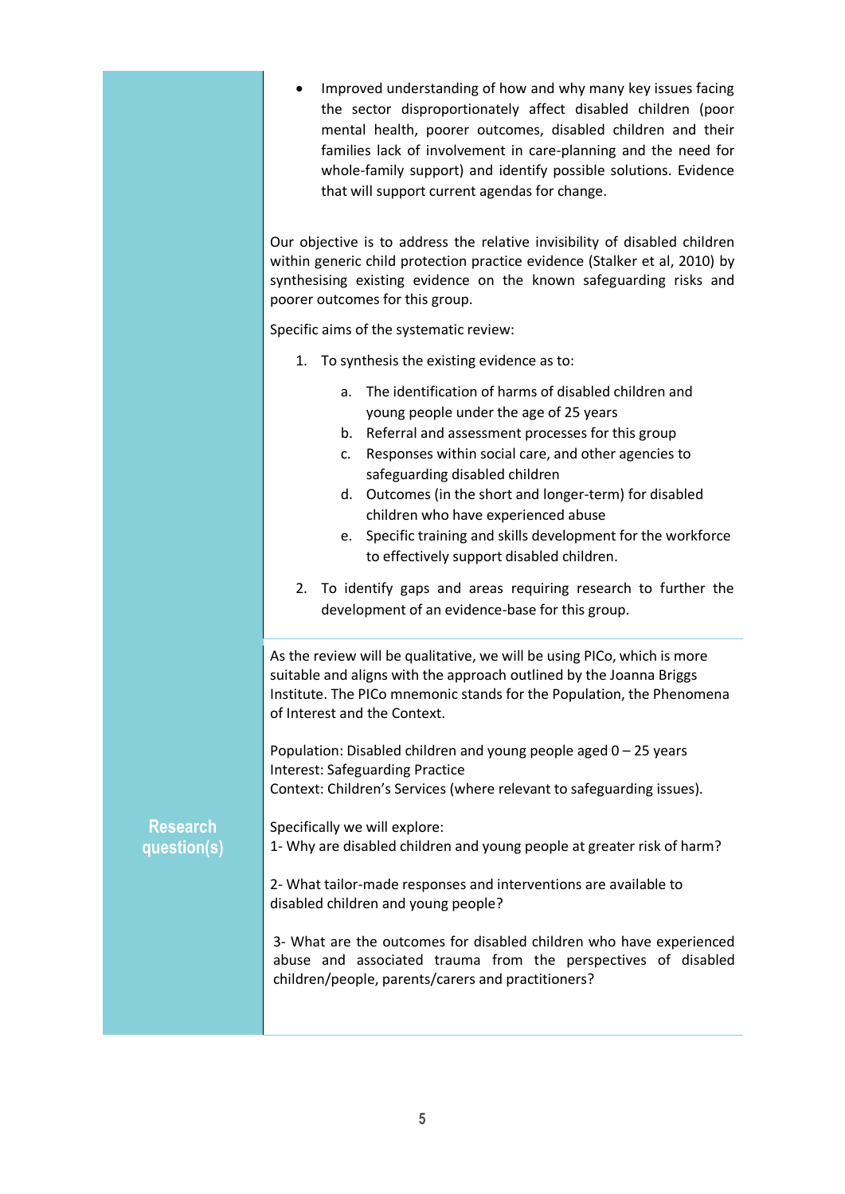- Improved understanding of how and why many key issues facing the sector disproportionately affect disabled children (poor mental health, poorer outcomes, disabled children and their families lack of involvement in care-planning and the need for whole-family support) and identify possible solutions. Evidence that will support current agendas for change.

Our objective is to address the relative invisibility of disabled children within generic child protection practice evidence (Stalker et al, 2010) by synthesising existing evidence on the known safeguarding risks and poorer outcomes for this group.

Specific aims of the systematic review:

1. To synthesis the existing evidence as to:
    a. The identification of harms of disabled children and young people under the age of 25 years
    b. Referral and assessment processes for this group
    c. Responses within social care, and other agencies to safeguarding disabled children
    d. Outcomes (in the short and longer-term) for disabled children who have experienced abuse
    e. Specific training and skills development for the workforce to effectively support disabled children.
2. To identify gaps and areas requiring research to further the development of an evidence-base for this group.

## Research question(s)

As the review will be qualitative, we will be using PICo, which is more suitable and aligns with the approach outlined by the Joanna Briggs Institute. The PICo mnemonic stands for the Population, the Phenomena of Interest and the Context.

Population: Disabled children and young people aged 0 – 25 years
Interest: Safeguarding Practice
Context: Children's Services (where relevant to safeguarding issues).

Specifically we will explore:
1- Why are disabled children and young people at greater risk of harm?

2- What tailor-made responses and interventions are available to disabled children and young people?

3- What are the outcomes for disabled children who have experienced abuse and associated trauma from the perspectives of disabled children/people, parents/carers and practitioners?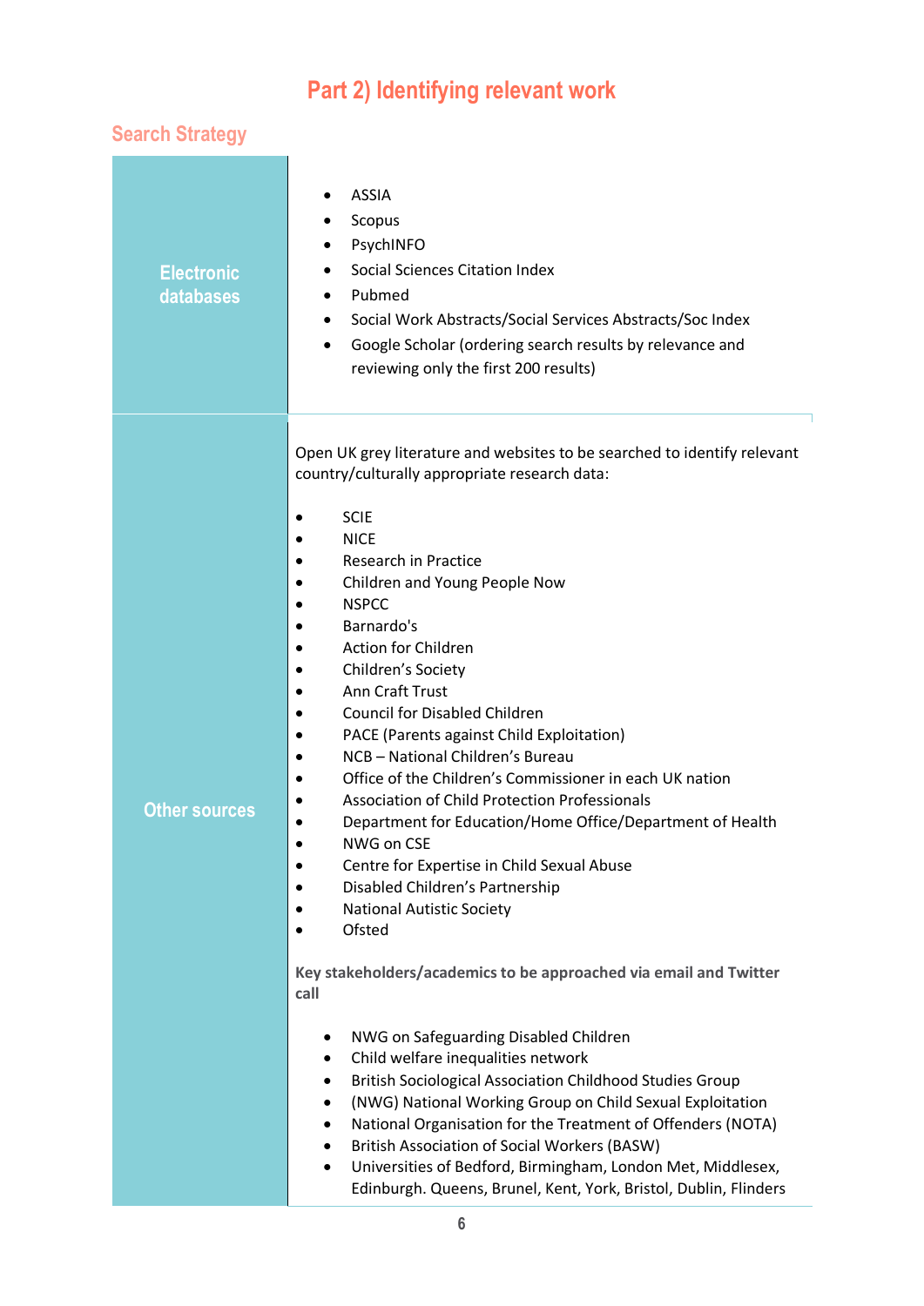# Part 2) Identifying relevant work

## Search Strategy

| | |
|---|---|
| **Electronic databases** | • ASSIA<br>• Scopus<br>• PsychINFO<br>• Social Sciences Citation Index<br>• Pubmed<br>• Social Work Abstracts/Social Services Abstracts/Soc Index<br>• Google Scholar (ordering search results by relevance and reviewing only the first 200 results) |
| **Other sources** | Open UK grey literature and websites to be searched to identify relevant country/culturally appropriate research data:<br><br>• SCIE<br>• NICE<br>• Research in Practice<br>• Children and Young People Now<br>• NSPCC<br>• Barnardo's<br>• Action for Children<br>• Children's Society<br>• Ann Craft Trust<br>• Council for Disabled Children<br>• PACE (Parents against Child Exploitation)<br>• NCB – National Children's Bureau<br>• Office of the Children's Commissioner in each UK nation<br>• Association of Child Protection Professionals<br>• Department for Education/Home Office/Department of Health<br>• NWG on CSE<br>• Centre for Expertise in Child Sexual Abuse<br>• Disabled Children's Partnership<br>• National Autistic Society<br>• Ofsted<br><br>**Key stakeholders/academics to be approached via email and Twitter call**<br><br>• NWG on Safeguarding Disabled Children<br>• Child welfare inequalities network<br>• British Sociological Association Childhood Studies Group<br>• (NWG) National Working Group on Child Sexual Exploitation<br>• National Organisation for the Treatment of Offenders (NOTA)<br>• British Association of Social Workers (BASW)<br>• Universities of Bedford, Birmingham, London Met, Middlesex, Edinburgh. Queens, Brunel, Kent, York, Bristol, Dublin, Flinders |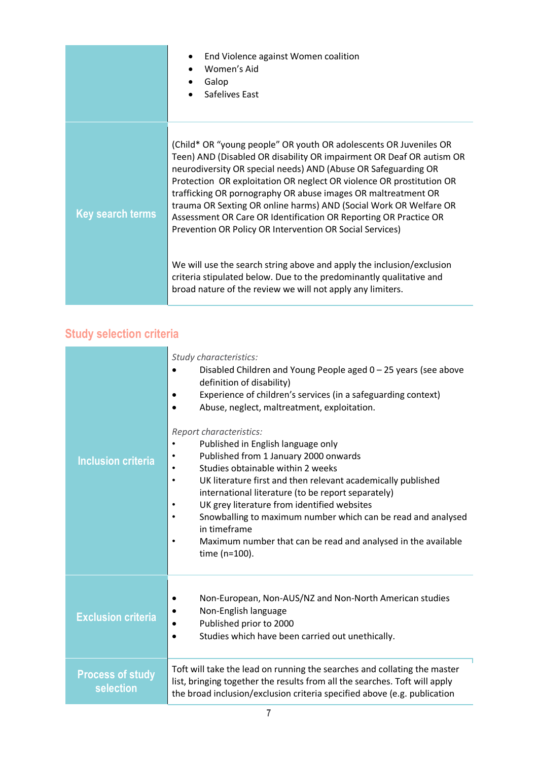| | |
|---|---|
| | <ul><li>End Violence against Women coalition</li><li>Women's Aid</li><li>Galop</li><li>Safelives East</li></ul> |
| **Key search terms** | (Child* OR "young people" OR youth OR adolescents OR Juveniles OR Teen) AND (Disabled OR disability OR impairment OR Deaf OR autism OR neurodiversity OR special needs) AND (Abuse OR Safeguarding OR Protection OR exploitation OR neglect OR violence OR prostitution OR trafficking OR pornography OR abuse images OR maltreatment OR trauma OR Sexting OR online harms) AND (Social Work OR Welfare OR Assessment OR Care OR Identification OR Reporting OR Practice OR Prevention OR Policy OR Intervention OR Social Services)<br><br>We will use the search string above and apply the inclusion/exclusion criteria stipulated below. Due to the predominantly qualitative and broad nature of the review we will not apply any limiters. |

## Study selection criteria

| | |
|---|---|
| **Inclusion criteria** | *Study characteristics:*<ul><li>Disabled Children and Young People aged 0 – 25 years (see above definition of disability)</li><li>Experience of children's services (in a safeguarding context)</li><li>Abuse, neglect, maltreatment, exploitation.</li></ul>*Report characteristics:*<ul><li>Published in English language only</li><li>Published from 1 January 2000 onwards</li><li>Studies obtainable within 2 weeks</li><li>UK literature first and then relevant academically published international literature (to be report separately)</li><li>UK grey literature from identified websites</li><li>Snowballing to maximum number which can be read and analysed in timeframe</li><li>Maximum number that can be read and analysed in the available time (n=100).</li></ul> |
| **Exclusion criteria** | <ul><li>Non-European, Non-AUS/NZ and Non-North American studies</li><li>Non-English language</li><li>Published prior to 2000</li><li>Studies which have been carried out unethically.</li></ul> |
| **Process of study selection** | Toft will take the lead on running the searches and collating the master list, bringing together the results from all the searches. Toft will apply the broad inclusion/exclusion criteria specified above (e.g. publication |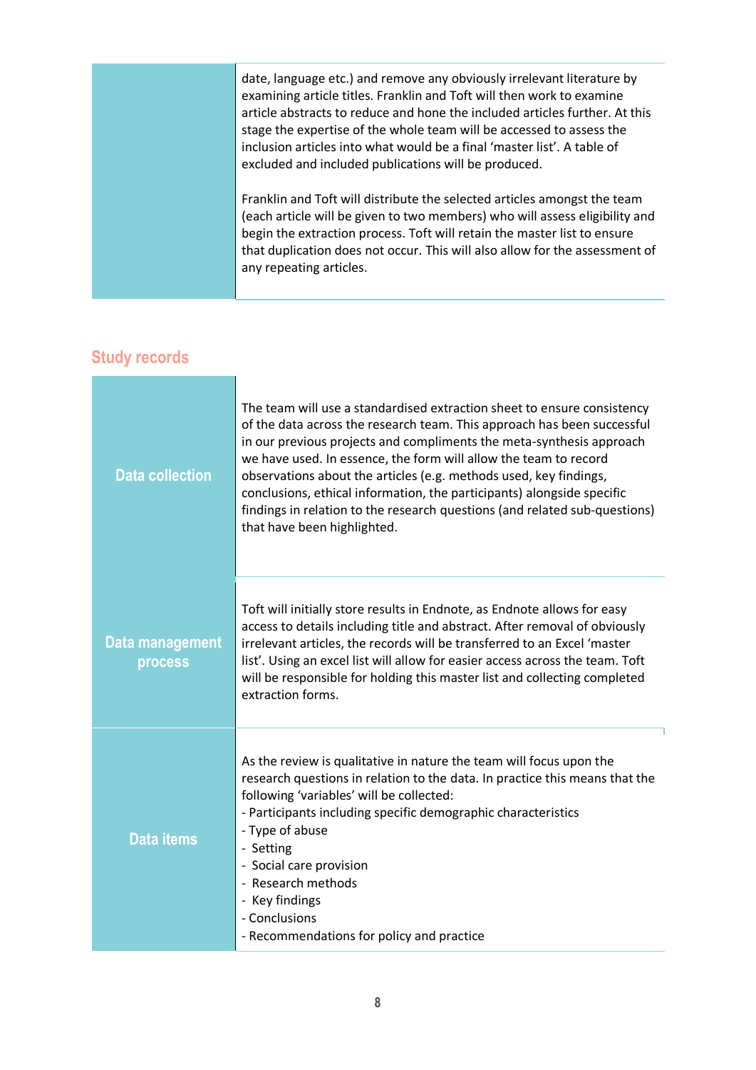| | |
|---|---|
| | date, language etc.) and remove any obviously irrelevant literature by examining article titles. Franklin and Toft will then work to examine article abstracts to reduce and hone the included articles further. At this stage the expertise of the whole team will be accessed to assess the inclusion articles into what would be a final 'master list'. A table of excluded and included publications will be produced.<br><br>Franklin and Toft will distribute the selected articles amongst the team (each article will be given to two members) who will assess eligibility and begin the extraction process. Toft will retain the master list to ensure that duplication does not occur. This will also allow for the assessment of any repeating articles. |

## Study records

| | |
|---|---|
| **Data collection** | The team will use a standardised extraction sheet to ensure consistency of the data across the research team. This approach has been successful in our previous projects and compliments the meta-synthesis approach we have used. In essence, the form will allow the team to record observations about the articles (e.g. methods used, key findings, conclusions, ethical information, the participants) alongside specific findings in relation to the research questions (and related sub-questions) that have been highlighted. |
| **Data management process** | Toft will initially store results in Endnote, as Endnote allows for easy access to details including title and abstract. After removal of obviously irrelevant articles, the records will be transferred to an Excel 'master list'. Using an excel list will allow for easier access across the team. Toft will be responsible for holding this master list and collecting completed extraction forms. |
| **Data items** | As the review is qualitative in nature the team will focus upon the research questions in relation to the data. In practice this means that the following 'variables' will be collected:<br>- Participants including specific demographic characteristics<br>- Type of abuse<br>- Setting<br>- Social care provision<br>- Research methods<br>- Key findings<br>- Conclusions<br>- Recommendations for policy and practice |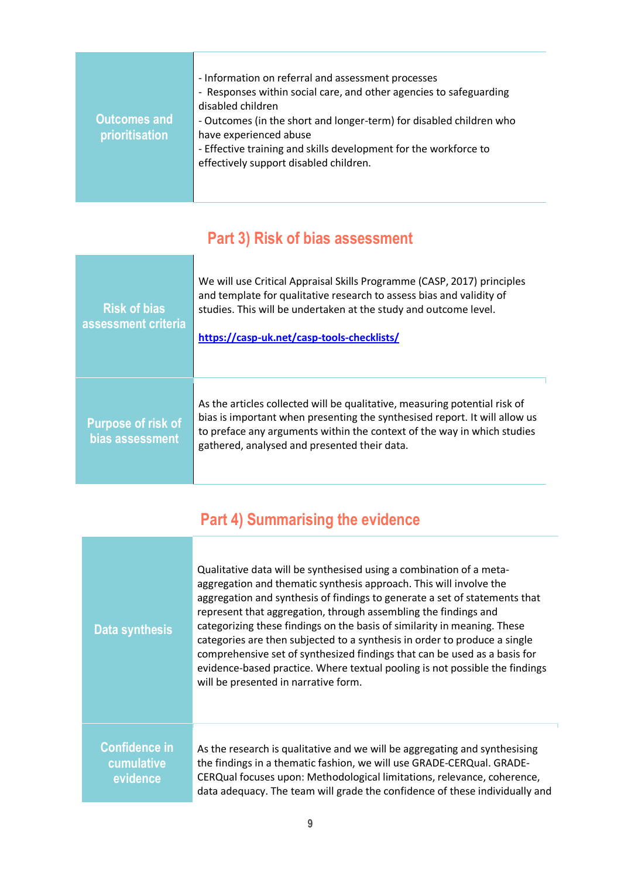| Outcomes and prioritisation | - Information on referral and assessment processes<br>- Responses within social care, and other agencies to safeguarding disabled children<br>- Outcomes (in the short and longer-term) for disabled children who have experienced abuse<br>- Effective training and skills development for the workforce to effectively support disabled children. |
|---|---|

## Part 3) Risk of bias assessment

| Risk of bias assessment criteria | We will use Critical Appraisal Skills Programme (CASP, 2017) principles and template for qualitative research to assess bias and validity of studies. This will be undertaken at the study and outcome level.<br><br>https://casp-uk.net/casp-tools-checklists/ |
|---|---|
| Purpose of risk of bias assessment | As the articles collected will be qualitative, measuring potential risk of bias is important when presenting the synthesised report. It will allow us to preface any arguments within the context of the way in which studies gathered, analysed and presented their data. |

## Part 4) Summarising the evidence

| Data synthesis | Qualitative data will be synthesised using a combination of a meta-aggregation and thematic synthesis approach. This will involve the aggregation and synthesis of findings to generate a set of statements that represent that aggregation, through assembling the findings and categorizing these findings on the basis of similarity in meaning. These categories are then subjected to a synthesis in order to produce a single comprehensive set of synthesized findings that can be used as a basis for evidence-based practice. Where textual pooling is not possible the findings will be presented in narrative form. |
|---|---|
| Confidence in cumulative evidence | As the research is qualitative and we will be aggregating and synthesising the findings in a thematic fashion, we will use GRADE-CERQual. GRADE-CERQual focuses upon: Methodological limitations, relevance, coherence, data adequacy. The team will grade the confidence of these individually and |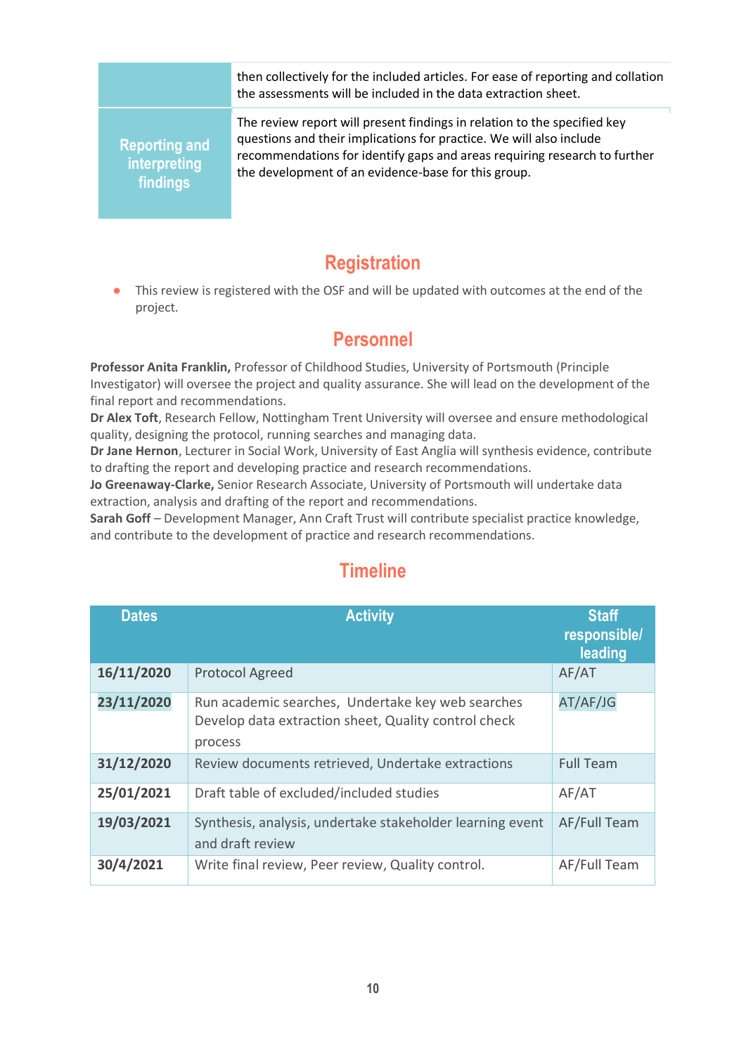| | |
|---|---|
| | then collectively for the included articles. For ease of reporting and collation the assessments will be included in the data extraction sheet. |
| Reporting and interpreting findings | The review report will present findings in relation to the specified key questions and their implications for practice. We will also include recommendations for identify gaps and areas requiring research to further the development of an evidence-base for this group. |

## Registration

- This review is registered with the OSF and will be updated with outcomes at the end of the project.

## Personnel

**Professor Anita Franklin,** Professor of Childhood Studies, University of Portsmouth (Principle Investigator) will oversee the project and quality assurance. She will lead on the development of the final report and recommendations.
**Dr Alex Toft**, Research Fellow, Nottingham Trent University will oversee and ensure methodological quality, designing the protocol, running searches and managing data.
**Dr Jane Hernon**, Lecturer in Social Work, University of East Anglia will synthesis evidence, contribute to drafting the report and developing practice and research recommendations.
**Jo Greenaway-Clarke,** Senior Research Associate, University of Portsmouth will undertake data extraction, analysis and drafting of the report and recommendations.
**Sarah Goff** – Development Manager, Ann Craft Trust will contribute specialist practice knowledge, and contribute to the development of practice and research recommendations.

## Timeline

| Dates | Activity | Staff responsible/ leading |
|---|---|---|
| **16/11/2020** | Protocol Agreed | AF/AT |
| **23/11/2020** | Run academic searches, Undertake key web searches Develop data extraction sheet, Quality control check process | AT/AF/JG |
| **31/12/2020** | Review documents retrieved, Undertake extractions | Full Team |
| **25/01/2021** | Draft table of excluded/included studies | AF/AT |
| **19/03/2021** | Synthesis, analysis, undertake stakeholder learning event and draft review | AF/Full Team |
| **30/4/2021** | Write final review, Peer review, Quality control. | AF/Full Team |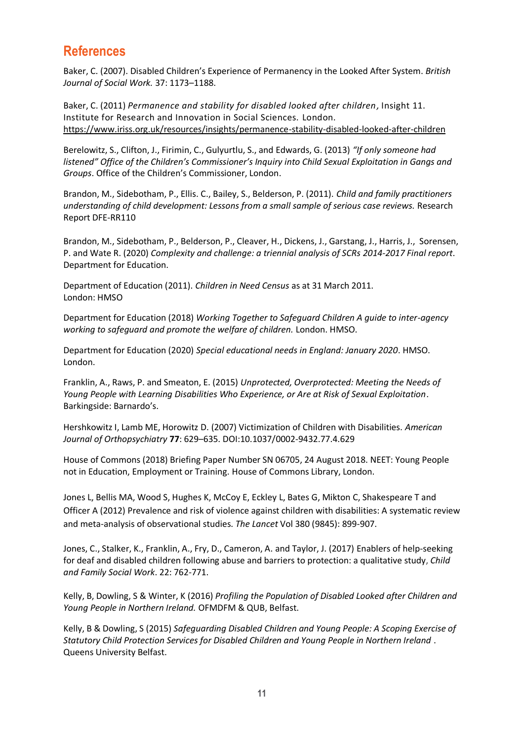## References

Baker, C. (2007). Disabled Children's Experience of Permanency in the Looked After System. *British Journal of Social Work.* 37: 1173–1188.

Baker, C. (2011) *Permanence and stability for disabled looked after children*, Insight 11. Institute for Research and Innovation in Social Sciences. London. https://www.iriss.org.uk/resources/insights/permanence-stability-disabled-looked-after-children

Berelowitz, S., Clifton, J., Firimin, C., Gulyurtlu, S., and Edwards, G. (2013) *"If only someone had listened" Office of the Children's Commissioner's Inquiry into Child Sexual Exploitation in Gangs and Groups*. Office of the Children's Commissioner, London.

Brandon, M., Sidebotham, P., Ellis. C., Bailey, S., Belderson, P. (2011). *Child and family practitioners understanding of child development: Lessons from a small sample of serious case reviews.* Research Report DFE-RR110

Brandon, M., Sidebotham, P., Belderson, P., Cleaver, H., Dickens, J., Garstang, J., Harris, J., Sorensen, P. and Wate R. (2020) *Complexity and challenge: a triennial analysis of SCRs 2014-2017 Final report*. Department for Education.

Department of Education (2011). *Children in Need Census* as at 31 March 2011. London: HMSO

Department for Education (2018) *Working Together to Safeguard Children A guide to inter-agency working to safeguard and promote the welfare of children.* London. HMSO.

Department for Education (2020) *Special educational needs in England: January 2020*. HMSO. London.

Franklin, A., Raws, P. and Smeaton, E. (2015) *Unprotected, Overprotected: Meeting the Needs of Young People with Learning Disabilities Who Experience, or Are at Risk of Sexual Exploitation*. Barkingside: Barnardo's.

Hershkowitz I, Lamb ME, Horowitz D. (2007) Victimization of Children with Disabilities. *American Journal of Orthopsychiatry* **77**: 629–635. DOI:10.1037/0002-9432.77.4.629

House of Commons (2018) Briefing Paper Number SN 06705, 24 August 2018. NEET: Young People not in Education, Employment or Training. House of Commons Library, London.

Jones L, Bellis MA, Wood S, Hughes K, McCoy E, Eckley L, Bates G, Mikton C, Shakespeare T and Officer A (2012) Prevalence and risk of violence against children with disabilities: A systematic review and meta-analysis of observational studies. *The Lancet* Vol 380 (9845): 899-907.

Jones, C., Stalker, K., Franklin, A., Fry, D., Cameron, A. and Taylor, J. (2017) Enablers of help-seeking for deaf and disabled children following abuse and barriers to protection: a qualitative study, *Child and Family Social Work*. 22: 762-771.

Kelly, B, Dowling, S & Winter, K (2016) *Profiling the Population of Disabled Looked after Children and Young People in Northern Ireland.* OFMDFM & QUB, Belfast.

Kelly, B & Dowling, S (2015) *Safeguarding Disabled Children and Young People: A Scoping Exercise of Statutory Child Protection Services for Disabled Children and Young People in Northern Ireland* . Queens University Belfast.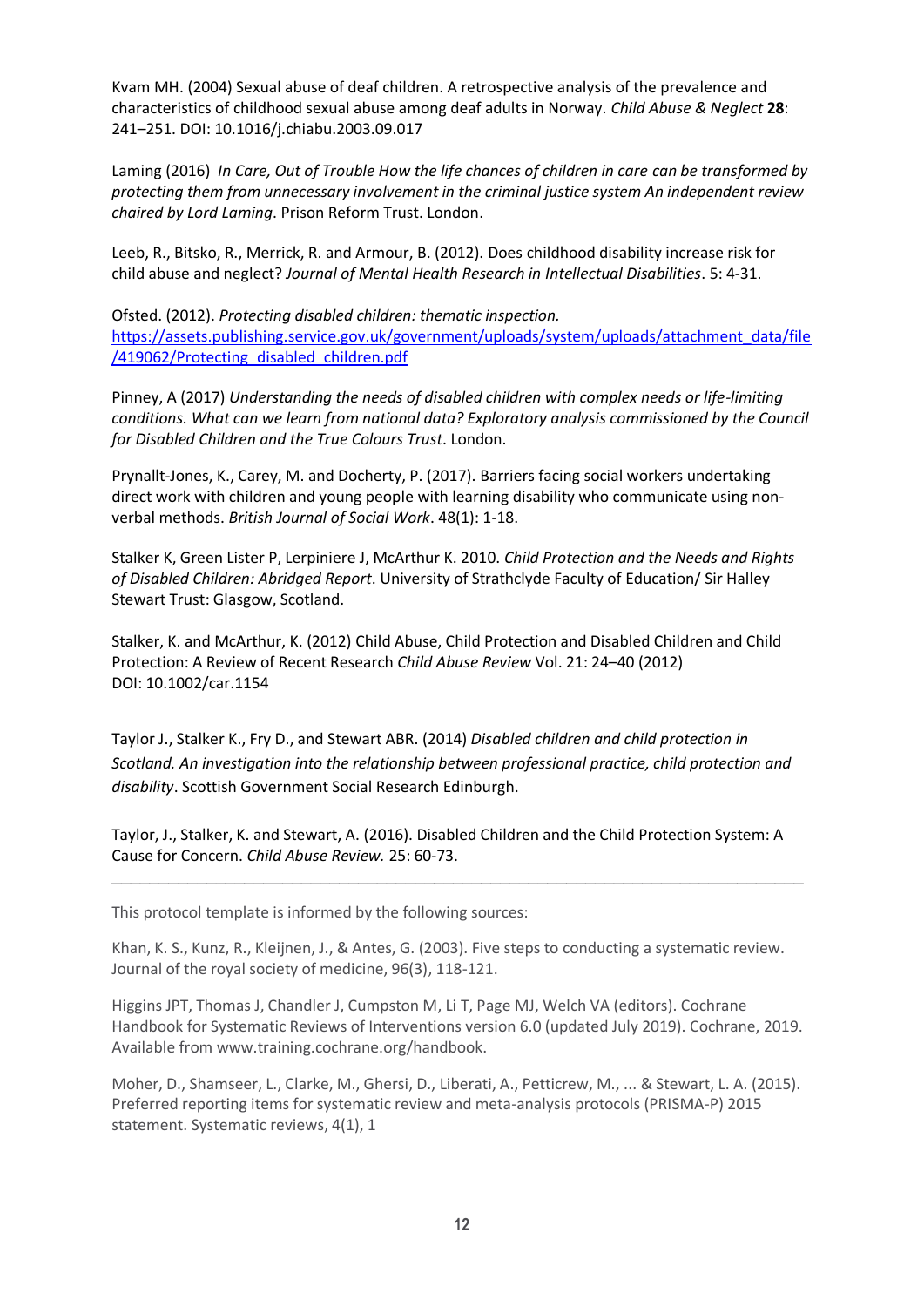Kvam MH. (2004) Sexual abuse of deaf children. A retrospective analysis of the prevalence and characteristics of childhood sexual abuse among deaf adults in Norway. *Child Abuse & Neglect* **28**: 241–251. DOI: 10.1016/j.chiabu.2003.09.017

Laming (2016) *In Care, Out of Trouble How the life chances of children in care can be transformed by protecting them from unnecessary involvement in the criminal justice system An independent review chaired by Lord Laming*. Prison Reform Trust. London.

Leeb, R., Bitsko, R., Merrick, R. and Armour, B. (2012). Does childhood disability increase risk for child abuse and neglect? *Journal of Mental Health Research in Intellectual Disabilities*. 5: 4-31.

Ofsted. (2012). *Protecting disabled children: thematic inspection.* [https://assets.publishing.service.gov.uk/government/uploads/system/uploads/attachment_data/file/419062/Protecting_disabled_children.pdf](https://assets.publishing.service.gov.uk/government/uploads/system/uploads/attachment_data/file/419062/Protecting_disabled_children.pdf)

Pinney, A (2017) *Understanding the needs of disabled children with complex needs or life-limiting conditions. What can we learn from national data? Exploratory analysis commissioned by the Council for Disabled Children and the True Colours Trust*. London.

Prynallt-Jones, K., Carey, M. and Docherty, P. (2017). Barriers facing social workers undertaking direct work with children and young people with learning disability who communicate using non-verbal methods. *British Journal of Social Work*. 48(1): 1-18.

Stalker K, Green Lister P, Lerpiniere J, McArthur K. 2010. *Child Protection and the Needs and Rights of Disabled Children: Abridged Report*. University of Strathclyde Faculty of Education/ Sir Halley Stewart Trust: Glasgow, Scotland.

Stalker, K. and McArthur, K. (2012) Child Abuse, Child Protection and Disabled Children and Child Protection: A Review of Recent Research *Child Abuse Review* Vol. 21: 24–40 (2012) DOI: 10.1002/car.1154

Taylor J., Stalker K., Fry D., and Stewart ABR. (2014) *Disabled children and child protection in Scotland. An investigation into the relationship between professional practice, child protection and disability*. Scottish Government Social Research Edinburgh.

Taylor, J., Stalker, K. and Stewart, A. (2016). Disabled Children and the Child Protection System: A Cause for Concern. *Child Abuse Review.* 25: 60-73.

---

This protocol template is informed by the following sources:

Khan, K. S., Kunz, R., Kleijnen, J., & Antes, G. (2003). Five steps to conducting a systematic review. Journal of the royal society of medicine, 96(3), 118-121.

Higgins JPT, Thomas J, Chandler J, Cumpston M, Li T, Page MJ, Welch VA (editors). Cochrane Handbook for Systematic Reviews of Interventions version 6.0 (updated July 2019). Cochrane, 2019. Available from www.training.cochrane.org/handbook.

Moher, D., Shamseer, L., Clarke, M., Ghersi, D., Liberati, A., Petticrew, M., ... & Stewart, L. A. (2015). Preferred reporting items for systematic review and meta-analysis protocols (PRISMA-P) 2015 statement. Systematic reviews, 4(1), 1